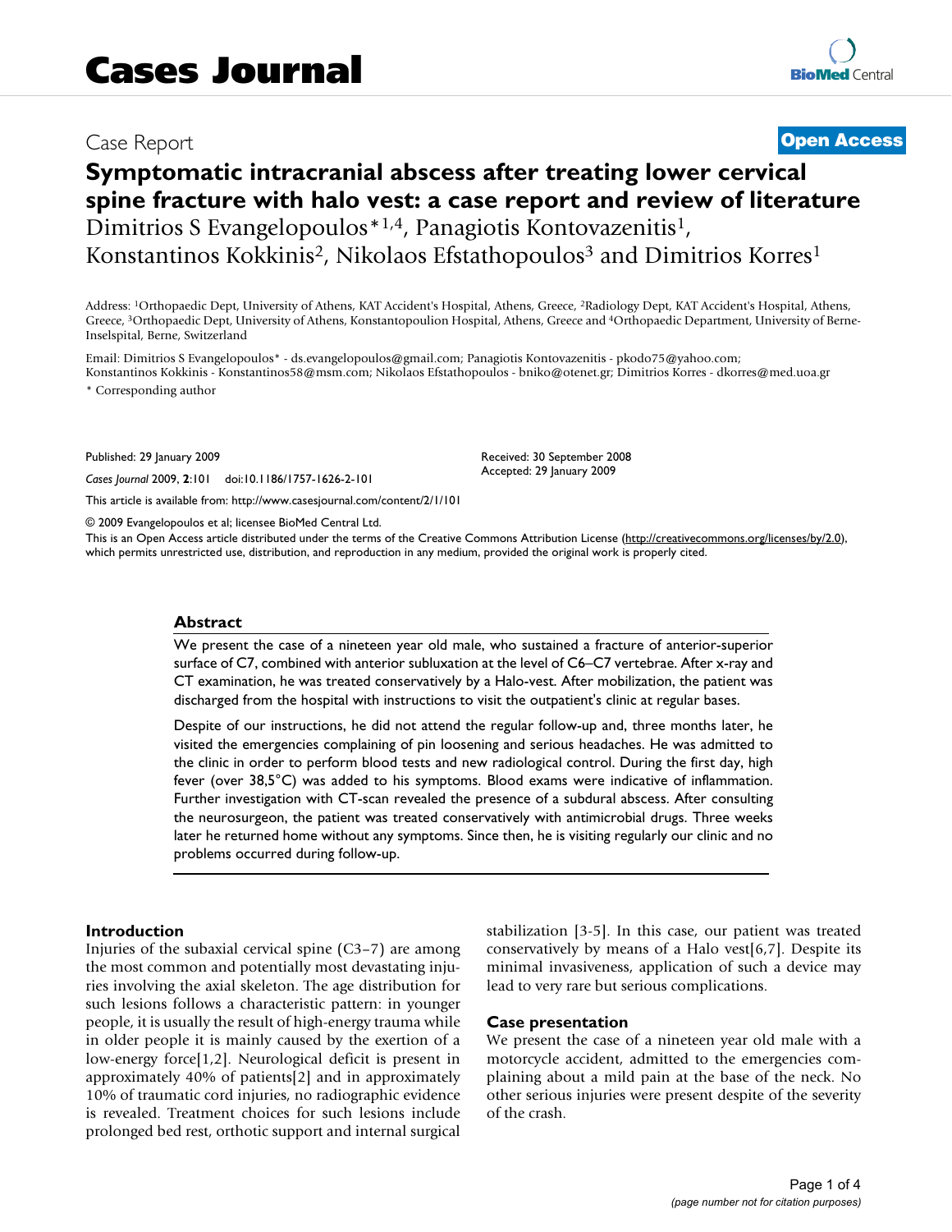# Cases Journal

Case Report

**Open Access**

## Symptomatic intracranial abscess after treating lower cervical spine fracture with halo vest: a case report and review of literature

Dimitrios S Evangelopoulos*[1,4], Panagiotis Kontovazenitis[1], Konstantinos Kokkinis[2], Nikolaos Efstathopoulos[3] and Dimitrios Korres[1]

Address: [1]Orthopaedic Dept, University of Athens, KAT Accident's Hospital, Athens, Greece, [2]Radiology Dept, KAT Accident's Hospital, Athens, Greece, [3]Orthopaedic Dept, University of Athens, Konstantopoulion Hospital, Athens, Greece and [4]Orthopaedic Department, University of Berne-Inselspital, Berne, Switzerland

Email: Dimitrios S Evangelopoulos* - ds.evangelopoulos@gmail.com; Panagiotis Kontovazenitis - pkodo75@yahoo.com; Konstantinos Kokkinis - Konstantinos58@msm.com; Nikolaos Efstathopoulos - bniko@otenet.gr; Dimitrios Korres - dkorres@med.uoa.gr

\* Corresponding author

Published: 29 January 2009

*Cases Journal* 2009, **2**:101 doi:10.1186/1757-1626-2-101

Received: 30 September 2008
Accepted: 29 January 2009

This article is available from: http://www.casesjournal.com/content/2/1/101

© 2009 Evangelopoulos et al; licensee BioMed Central Ltd.

This is an Open Access article distributed under the terms of the Creative Commons Attribution License (http://creativecommons.org/licenses/by/2.0), which permits unrestricted use, distribution, and reproduction in any medium, provided the original work is properly cited.

### Abstract

We present the case of a nineteen year old male, who sustained a fracture of anterior-superior surface of C7, combined with anterior subluxation at the level of C6–C7 vertebrae. After x-ray and CT examination, he was treated conservatively by a Halo-vest. After mobilization, the patient was discharged from the hospital with instructions to visit the outpatient's clinic at regular bases.

Despite of our instructions, he did not attend the regular follow-up and, three months later, he visited the emergencies complaining of pin loosening and serious headaches. He was admitted to the clinic in order to perform blood tests and new radiological control. During the first day, high fever (over 38,5°C) was added to his symptoms. Blood exams were indicative of inflammation. Further investigation with CT-scan revealed the presence of a subdural abscess. After consulting the neurosurgeon, the patient was treated conservatively with antimicrobial drugs. Three weeks later he returned home without any symptoms. Since then, he is visiting regularly our clinic and no problems occurred during follow-up.

### Introduction

Injuries of the subaxial cervical spine (C3–7) are among the most common and potentially most devastating injuries involving the axial skeleton. The age distribution for such lesions follows a characteristic pattern: in younger people, it is usually the result of high-energy trauma while in older people it is mainly caused by the exertion of a low-energy force[1,2]. Neurological deficit is present in approximately 40% of patients[2] and in approximately 10% of traumatic cord injuries, no radiographic evidence is revealed. Treatment choices for such lesions include prolonged bed rest, orthotic support and internal surgical stabilization [3-5]. In this case, our patient was treated conservatively by means of a Halo vest[6,7]. Despite its minimal invasiveness, application of such a device may lead to very rare but serious complications.

### Case presentation

We present the case of a nineteen year old male with a motorcycle accident, admitted to the emergencies complaining about a mild pain at the base of the neck. No other serious injuries were present despite of the severity of the crash.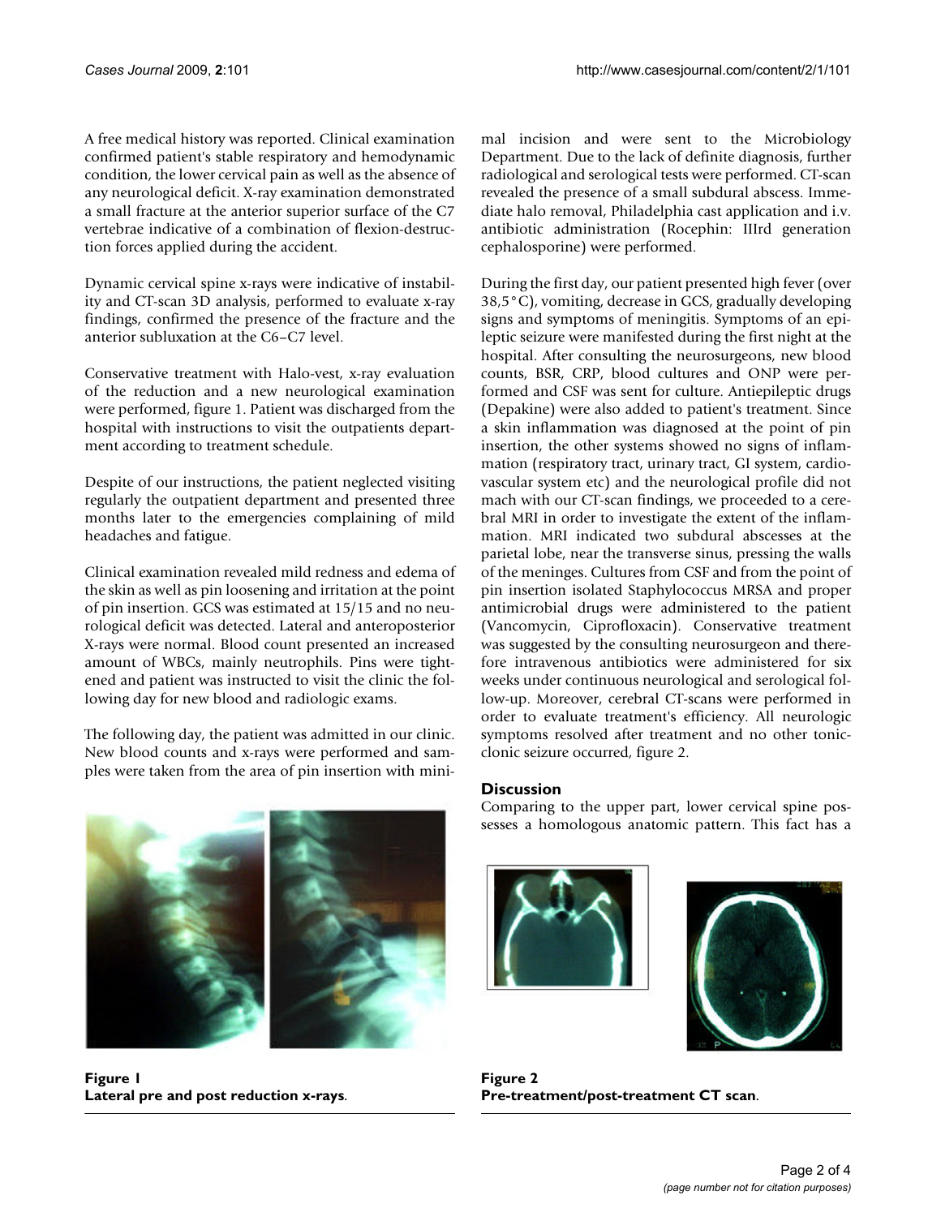A free medical history was reported. Clinical examination confirmed patient's stable respiratory and hemodynamic condition, the lower cervical pain as well as the absence of any neurological deficit. X-ray examination demonstrated a small fracture at the anterior superior surface of the C7 vertebrae indicative of a combination of flexion-destruction forces applied during the accident.

Dynamic cervical spine x-rays were indicative of instability and CT-scan 3D analysis, performed to evaluate x-ray findings, confirmed the presence of the fracture and the anterior subluxation at the C6–C7 level.

Conservative treatment with Halo-vest, x-ray evaluation of the reduction and a new neurological examination were performed, figure 1. Patient was discharged from the hospital with instructions to visit the outpatients department according to treatment schedule.

Despite of our instructions, the patient neglected visiting regularly the outpatient department and presented three months later to the emergencies complaining of mild headaches and fatigue.

Clinical examination revealed mild redness and edema of the skin as well as pin loosening and irritation at the point of pin insertion. GCS was estimated at 15/15 and no neurological deficit was detected. Lateral and anteroposterior X-rays were normal. Blood count presented an increased amount of WBCs, mainly neutrophils. Pins were tightened and patient was instructed to visit the clinic the following day for new blood and radiologic exams.

The following day, the patient was admitted in our clinic. New blood counts and x-rays were performed and samples were taken from the area of pin insertion with minimal incision and were sent to the Microbiology Department. Due to the lack of definite diagnosis, further radiological and serological tests were performed. CT-scan revealed the presence of a small subdural abscess. Immediate halo removal, Philadelphia cast application and i.v. antibiotic administration (Rocephin: IIIrd generation cephalosporine) were performed.

During the first day, our patient presented high fever (over 38,5°C), vomiting, decrease in GCS, gradually developing signs and symptoms of meningitis. Symptoms of an epileptic seizure were manifested during the first night at the hospital. After consulting the neurosurgeons, new blood counts, BSR, CRP, blood cultures and ONP were performed and CSF was sent for culture. Antiepileptic drugs (Depakine) were also added to patient's treatment. Since a skin inflammation was diagnosed at the point of pin insertion, the other systems showed no signs of inflammation (respiratory tract, urinary tract, GI system, cardiovascular system etc) and the neurological profile did not mach with our CT-scan findings, we proceeded to a cerebral MRI in order to investigate the extent of the inflammation. MRI indicated two subdural abscesses at the parietal lobe, near the transverse sinus, pressing the walls of the meninges. Cultures from CSF and from the point of pin insertion isolated Staphylococcus MRSA and proper antimicrobial drugs were administered to the patient (Vancomycin, Ciprofloxacin). Conservative treatment was suggested by the consulting neurosurgeon and therefore intravenous antibiotics were administered for six weeks under continuous neurological and serological follow-up. Moreover, cerebral CT-scans were performed in order to evaluate treatment's efficiency. All neurologic symptoms resolved after treatment and no other tonic-clonic seizure occurred, figure 2.

**Figure 1**
**Lateral pre and post reduction x-rays**.

## Discussion

Comparing to the upper part, lower cervical spine possesses a homologous anatomic pattern. This fact has a

**Figure 2**
**Pre-treatment/post-treatment CT scan**.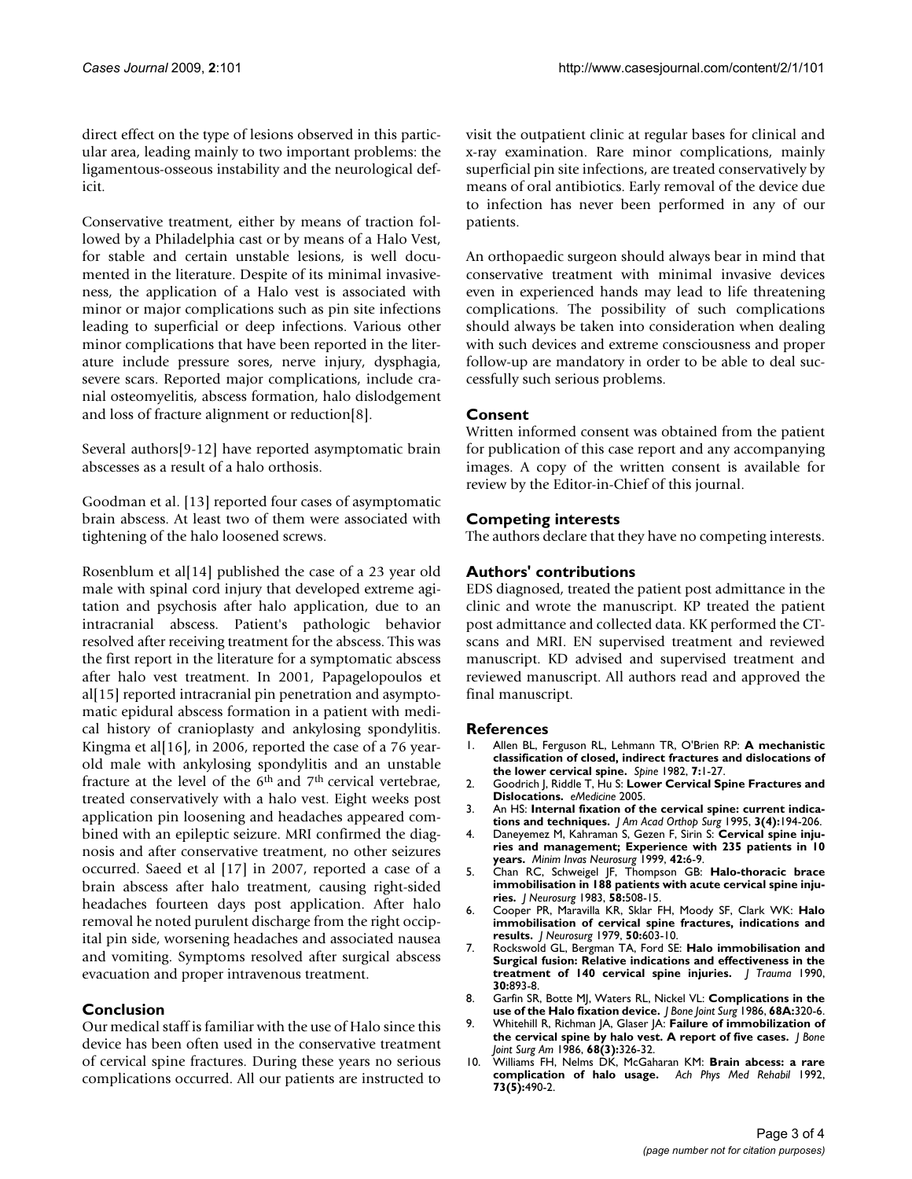direct effect on the type of lesions observed in this particular area, leading mainly to two important problems: the ligamentous-osseous instability and the neurological deficit.

Conservative treatment, either by means of traction followed by a Philadelphia cast or by means of a Halo Vest, for stable and certain unstable lesions, is well documented in the literature. Despite of its minimal invasiveness, the application of a Halo vest is associated with minor or major complications such as pin site infections leading to superficial or deep infections. Various other minor complications that have been reported in the literature include pressure sores, nerve injury, dysphagia, severe scars. Reported major complications, include cranial osteomyelitis, abscess formation, halo dislodgement and loss of fracture alignment or reduction[8].

Several authors[9-12] have reported asymptomatic brain abscesses as a result of a halo orthosis.

Goodman et al. [13] reported four cases of asymptomatic brain abscess. At least two of them were associated with tightening of the halo loosened screws.

Rosenblum et al[14] published the case of a 23 year old male with spinal cord injury that developed extreme agitation and psychosis after halo application, due to an intracranial abscess. Patient's pathologic behavior resolved after receiving treatment for the abscess. This was the first report in the literature for a symptomatic abscess after halo vest treatment. In 2001, Papagelopoulos et al[15] reported intracranial pin penetration and asymptomatic epidural abscess formation in a patient with medical history of cranioplasty and ankylosing spondylitis. Kingma et al[16], in 2006, reported the case of a 76 year-old male with ankylosing spondylitis and an unstable fracture at the level of the 6th and 7th cervical vertebrae, treated conservatively with a halo vest. Eight weeks post application pin loosening and headaches appeared combined with an epileptic seizure. MRI confirmed the diagnosis and after conservative treatment, no other seizures occurred. Saeed et al [17] in 2007, reported a case of a brain abscess after halo treatment, causing right-sided headaches fourteen days post application. After halo removal he noted purulent discharge from the right occipital pin side, worsening headaches and associated nausea and vomiting. Symptoms resolved after surgical abscess evacuation and proper intravenous treatment.

## Conclusion

Our medical staff is familiar with the use of Halo since this device has been often used in the conservative treatment of cervical spine fractures. During these years no serious complications occurred. All our patients are instructed to visit the outpatient clinic at regular bases for clinical and x-ray examination. Rare minor complications, mainly superficial pin site infections, are treated conservatively by means of oral antibiotics. Early removal of the device due to infection has never been performed in any of our patients.

An orthopaedic surgeon should always bear in mind that conservative treatment with minimal invasive devices even in experienced hands may lead to life threatening complications. The possibility of such complications should always be taken into consideration when dealing with such devices and extreme consciousness and proper follow-up are mandatory in order to be able to deal successfully such serious problems.

## Consent

Written informed consent was obtained from the patient for publication of this case report and any accompanying images. A copy of the written consent is available for review by the Editor-in-Chief of this journal.

## Competing interests

The authors declare that they have no competing interests.

## Authors' contributions

EDS diagnosed, treated the patient post admittance in the clinic and wrote the manuscript. KP treated the patient post admittance and collected data. KK performed the CT-scans and MRI. EN supervised treatment and reviewed manuscript. KD advised and supervised treatment and reviewed manuscript. All authors read and approved the final manuscript.

## References

1. Allen BL, Ferguson RL, Lehmann TR, O'Brien RP: **A mechanistic classification of closed, indirect fractures and dislocations of the lower cervical spine.** *Spine* 1982, **7:**1-27.
2. Goodrich J, Riddle T, Hu S: **Lower Cervical Spine Fractures and Dislocations.** *eMedicine* 2005.
3. An HS: **Internal fixation of the cervical spine: current indications and techniques.** *J Am Acad Orthop Surg* 1995, **3(4):**194-206.
4. Daneyemez M, Kahraman S, Gezen F, Sirin S: **Cervical spine injuries and management; Experience with 235 patients in 10 years.** *Minim Invas Neurosurg* 1999, **42:**6-9.
5. Chan RC, Schweigel JF, Thompson GB: **Halo-thoracic brace immobilisation in 188 patients with acute cervical spine injuries.** *J Neurosurg* 1983, **58:**508-15.
6. Cooper PR, Maravilla KR, Sklar FH, Moody SF, Clark WK: **Halo immobilisation of cervical spine fractures, indications and results.** *J Neurosurg* 1979, **50:**603-10.
7. Rockswold GL, Bergman TA, Ford SE: **Halo immobilisation and Surgical fusion: Relative indications and effectiveness in the treatment of 140 cervical spine injuries.** *J Trauma* 1990, **30:**893-8.
8. Garfin SR, Botte MJ, Waters RL, Nickel VL: **Complications in the use of the Halo fixation device.** *J Bone Joint Surg* 1986, **68A:**320-6.
9. Whitehill R, Richman JA, Glaser JA: **Failure of immobilization of the cervical spine by halo vest. A report of five cases.** *J Bone Joint Surg Am* 1986, **68(3):**326-32.
10. Williams FH, Nelms DK, McGaharan KM: **Brain abcess: a rare complication of halo usage.** *Ach Phys Med Rehabil* 1992, **73(5):**490-2.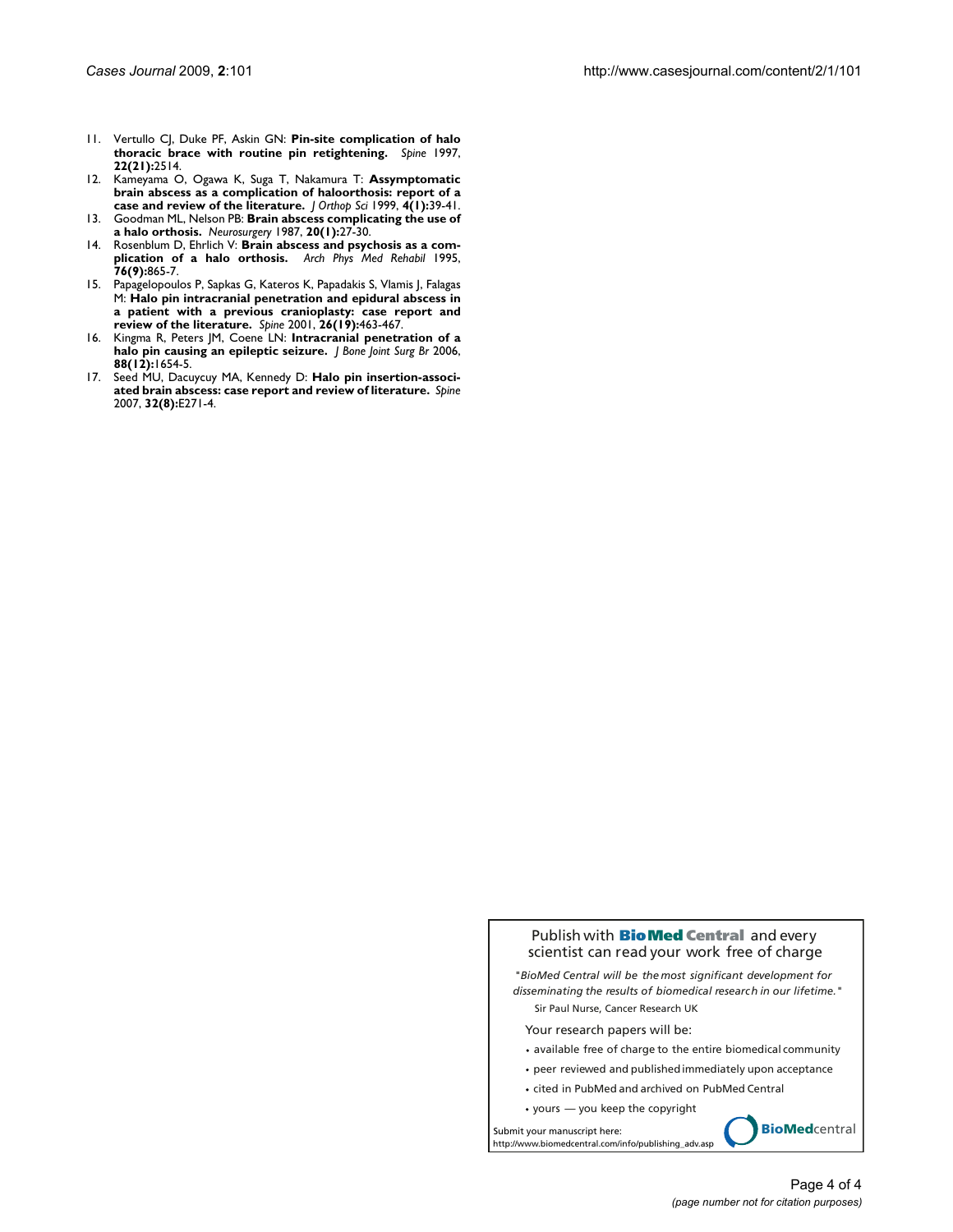11. Vertullo CJ, Duke PF, Askin GN: **Pin-site complication of halo thoracic brace with routine pin retightening.** *Spine* 1997, **22(21):**2514.
12. Kameyama O, Ogawa K, Suga T, Nakamura T: **Assymptomatic brain abscess as a complication of haloorthosis: report of a case and review of the literature.** *J Orthop Sci* 1999, **4(1):**39-41.
13. Goodman ML, Nelson PB: **Brain abscess complicating the use of a halo orthosis.** *Neurosurgery* 1987, **20(1):**27-30.
14. Rosenblum D, Ehrlich V: **Brain abscess and psychosis as a complication of a halo orthosis.** *Arch Phys Med Rehabil* 1995, **76(9):**865-7.
15. Papagelopoulos P, Sapkas G, Kateros K, Papadakis S, Vlamis J, Falagas M: **Halo pin intracranial penetration and epidural abscess in a patient with a previous cranioplasty: case report and review of the literature.** *Spine* 2001, **26(19):**463-467.
16. Kingma R, Peters JM, Coene LN: **Intracranial penetration of a halo pin causing an epileptic seizure.** *J Bone Joint Surg Br* 2006, **88(12):**1654-5.
17. Seed MU, Dacuycuy MA, Kennedy D: **Halo pin insertion-associated brain abscess: case report and review of literature.** *Spine* 2007, **32(8):**E271-4.

Publish with **BioMed Central** and every scientist can read your work free of charge

*"BioMed Central will be the most significant development for disseminating the results of biomedical research in our lifetime."*

Sir Paul Nurse, Cancer Research UK

Your research papers will be:

- available free of charge to the entire biomedical community
- peer reviewed and published immediately upon acceptance
- cited in PubMed and archived on PubMed Central
- yours — you keep the copyright

Submit your manuscript here:
http://www.biomedcentral.com/info/publishing_adv.asp

**BioMed**central